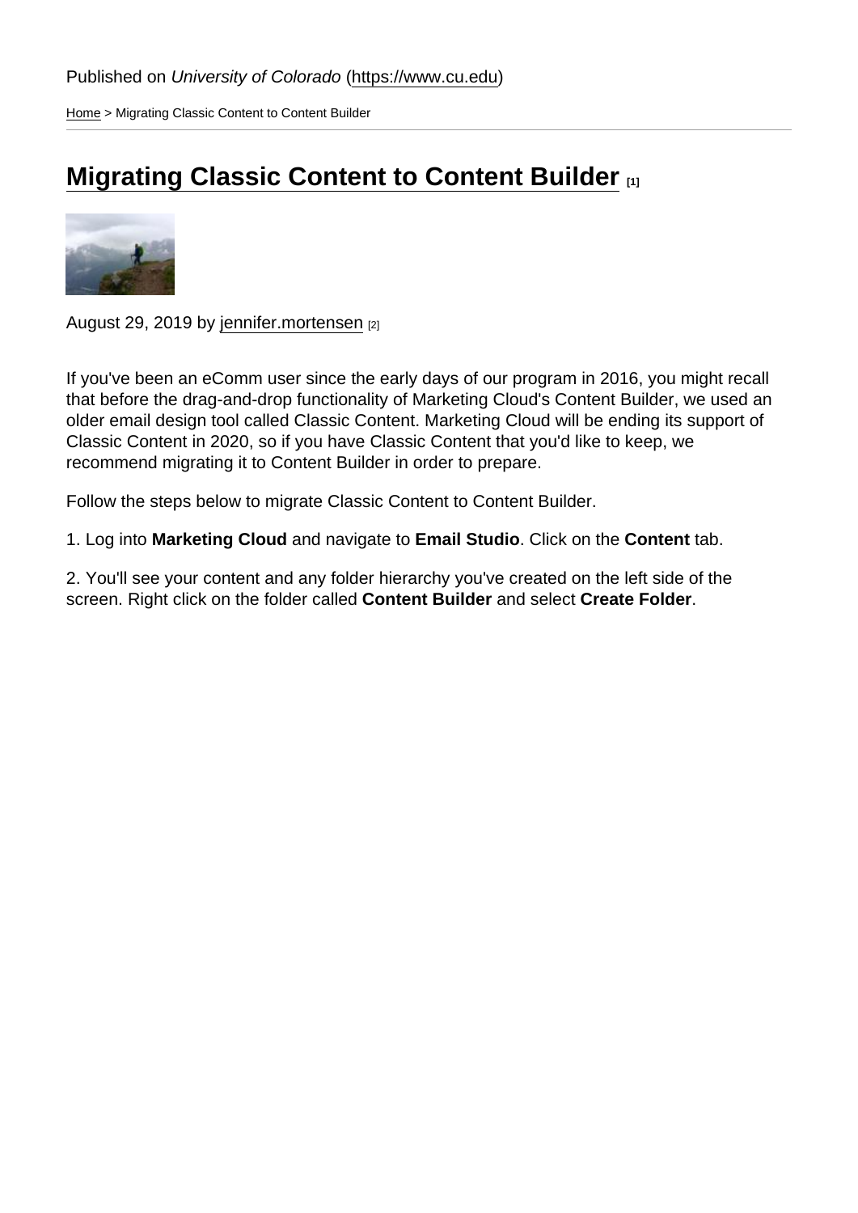Published on *University of Colorado* (https://www.cu.edu)

Home > Migrating Classic Content to Content Builder

# Migrating Classic Content to Content Builder [1]

August 29, 2019 by jennifer.mortensen [2]

If you've been an eComm user since the early days of our program in 2016, you might recall that before the drag-and-drop functionality of Marketing Cloud's Content Builder, we used an older email design tool called Classic Content. Marketing Cloud will be ending its support of Classic Content in 2020, so if you have Classic Content that you'd like to keep, we recommend migrating it to Content Builder in order to prepare.

Follow the steps below to migrate Classic Content to Content Builder.

1. Log into **Marketing Cloud** and navigate to **Email Studio**. Click on the **Content** tab.

2. You'll see your content and any folder hierarchy you've created on the left side of the screen. Right click on the folder called **Content Builder** and select **Create Folder**.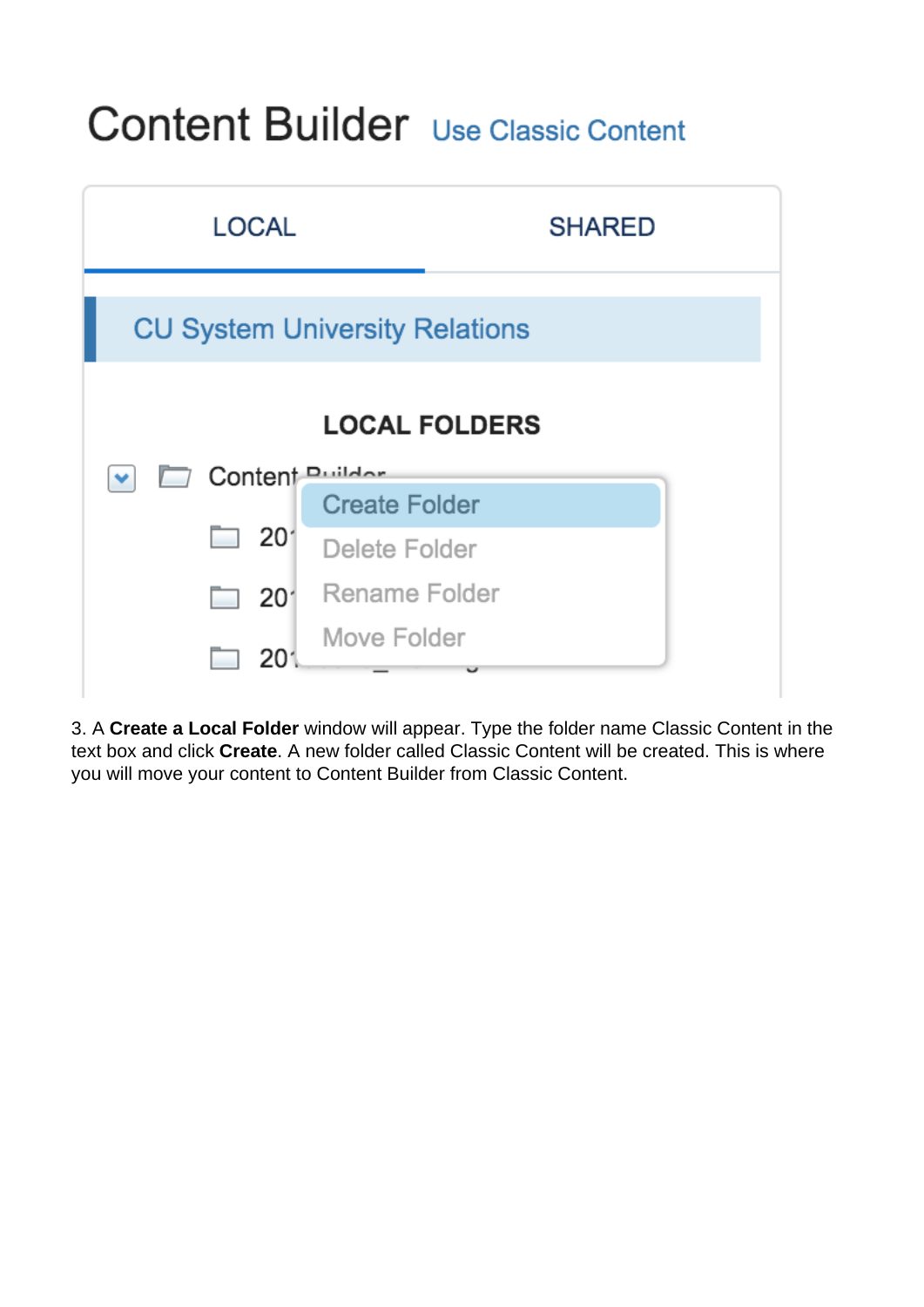3. A **Create a Local Folder** window will appear. Type the folder name Classic Content in the text box and click **Create**. A new folder called Classic Content will be created. This is where you will move your content to Content Builder from Classic Content.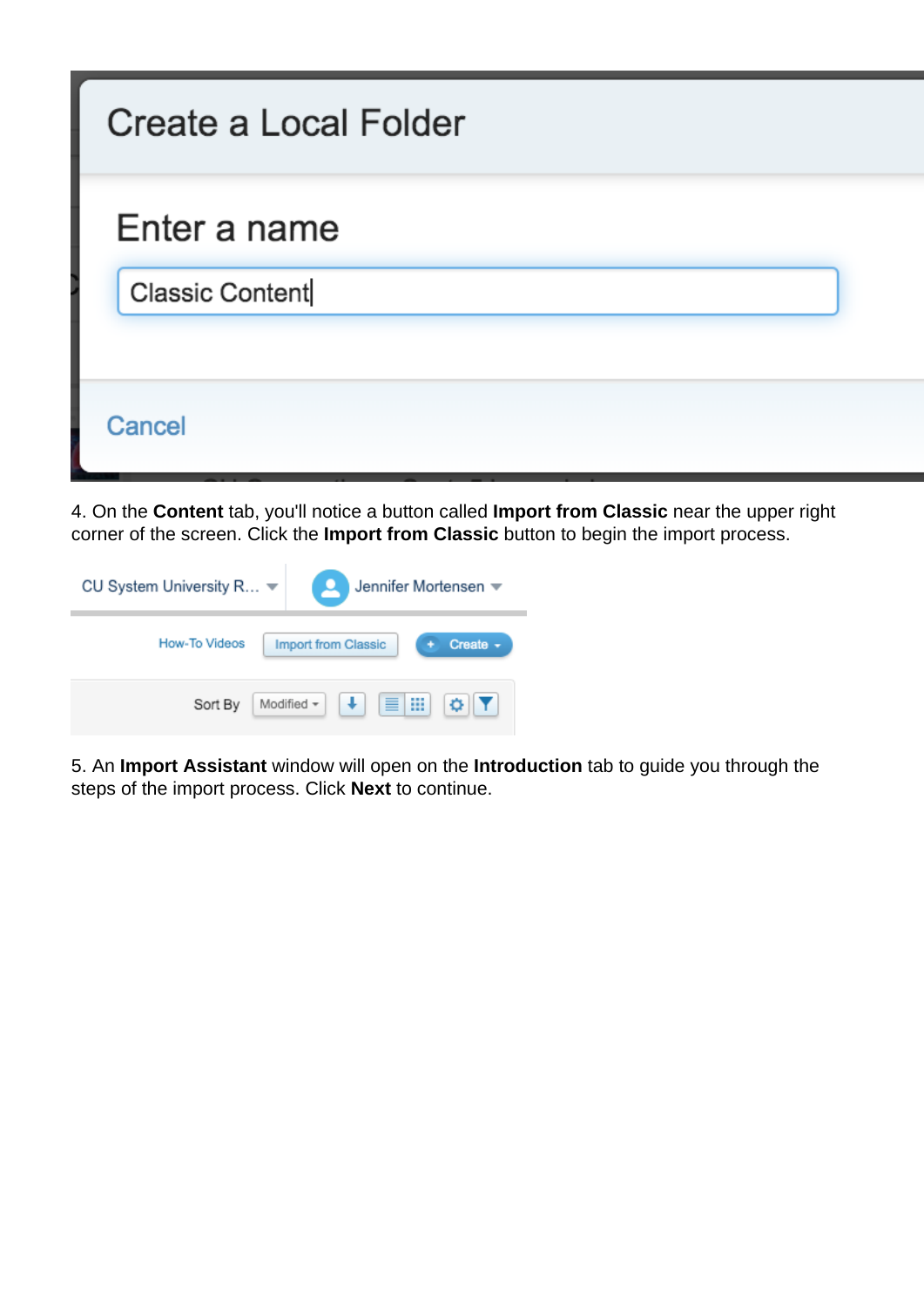4. On the **Content** tab, you'll notice a button called **Import from Classic** near the upper right corner of the screen. Click the **Import from Classic** button to begin the import process.

5. An **Import Assistant** window will open on the **Introduction** tab to guide you through the steps of the import process. Click **Next** to continue.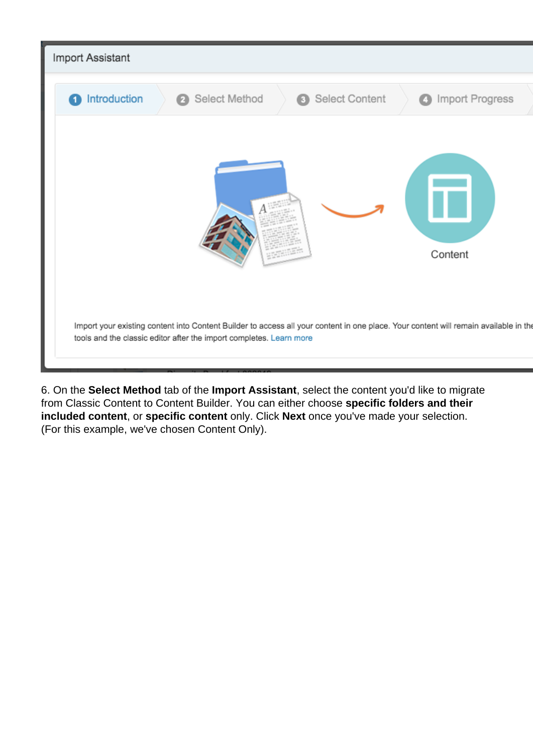6. On the **Select Method** tab of the **Import Assistant**, select the content you'd like to migrate from Classic Content to Content Builder. You can either choose **specific folders and their included content**, or **specific content** only. Click **Next** once you've made your selection. (For this example, we've chosen Content Only).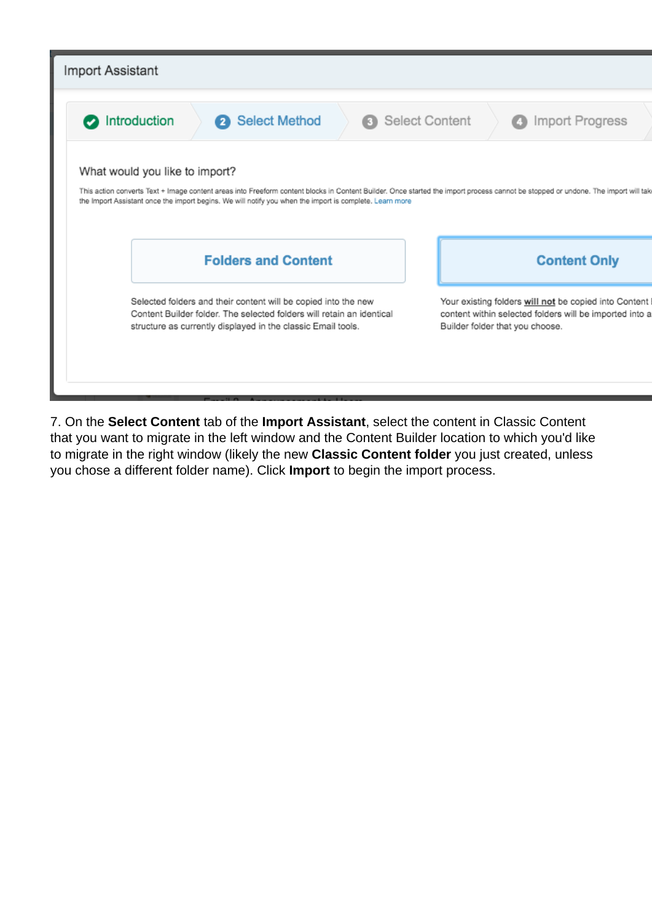7. On the **Select Content** tab of the **Import Assistant**, select the content in Classic Content that you want to migrate in the left window and the Content Builder location to which you'd like to migrate in the right window (likely the new **Classic Content folder** you just created, unless you chose a different folder name). Click **Import** to begin the import process.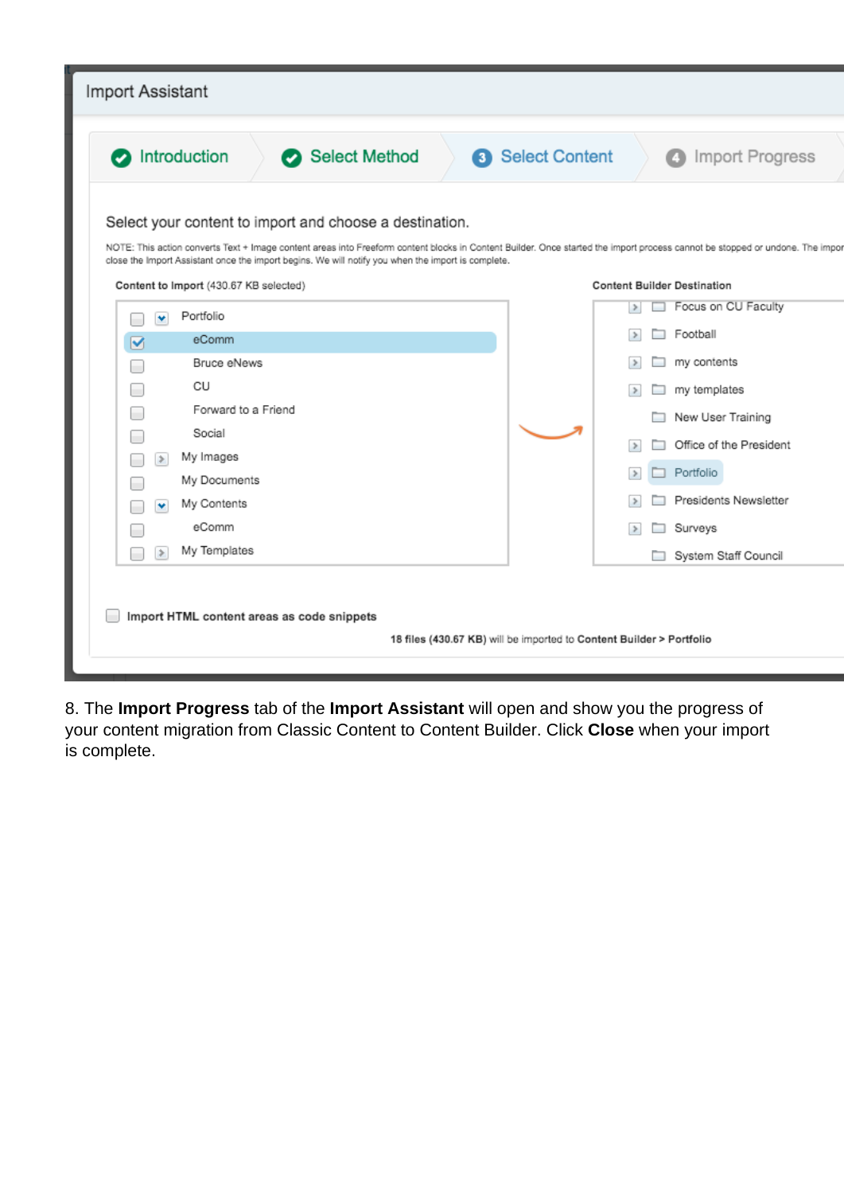8. The **Import Progress** tab of the **Import Assistant** will open and show you the progress of your content migration from Classic Content to Content Builder. Click **Close** when your import is complete.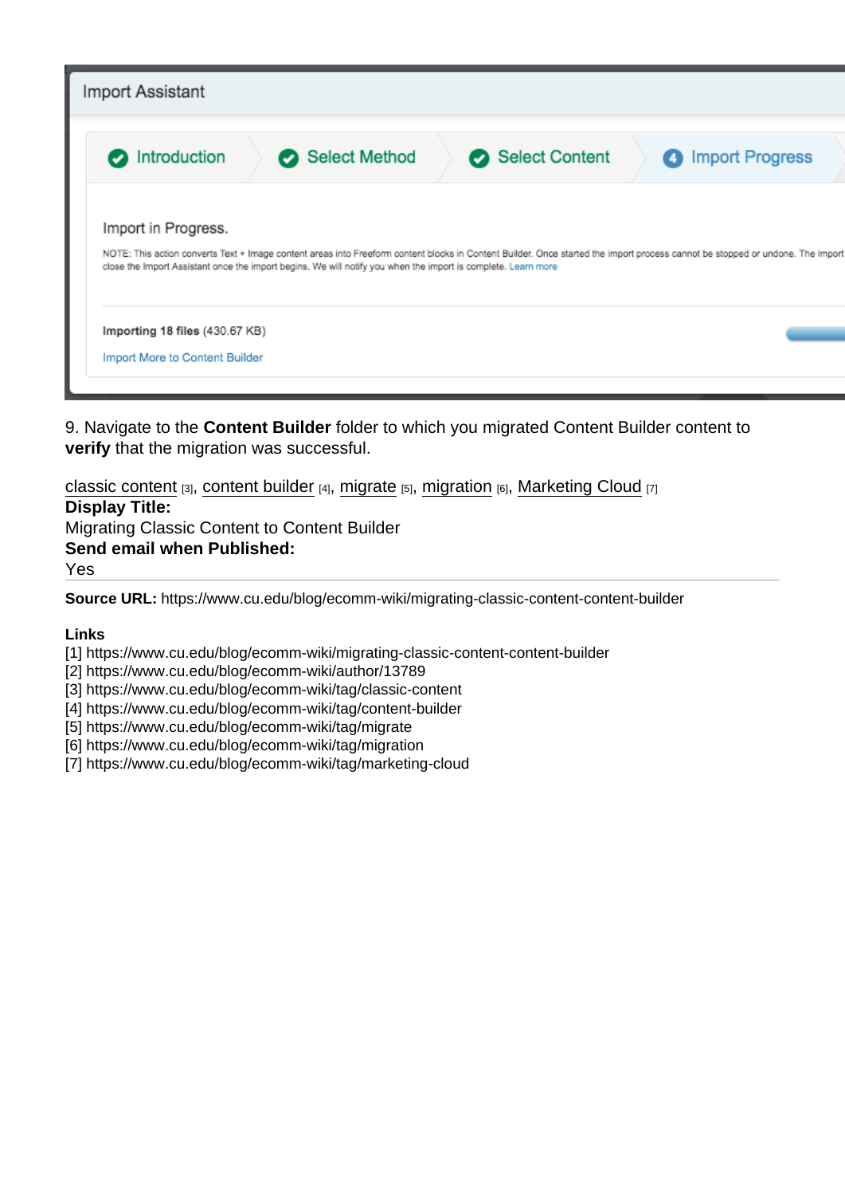9. Navigate to the **Content Builder** folder to which you migrated Content Builder content to **verify** that the migration was successful.

classic content [3], content builder [4], migrate [5], migration [6], Marketing Cloud [7]

**Display Title:**

Migrating Classic Content to Content Builder

**Send email when Published:**

Yes

**Source URL:** https://www.cu.edu/blog/ecomm-wiki/migrating-classic-content-content-builder

**Links**

[1] https://www.cu.edu/blog/ecomm-wiki/migrating-classic-content-content-builder
[2] https://www.cu.edu/blog/ecomm-wiki/author/13789
[3] https://www.cu.edu/blog/ecomm-wiki/tag/classic-content
[4] https://www.cu.edu/blog/ecomm-wiki/tag/content-builder
[5] https://www.cu.edu/blog/ecomm-wiki/tag/migrate
[6] https://www.cu.edu/blog/ecomm-wiki/tag/migration
[7] https://www.cu.edu/blog/ecomm-wiki/tag/marketing-cloud